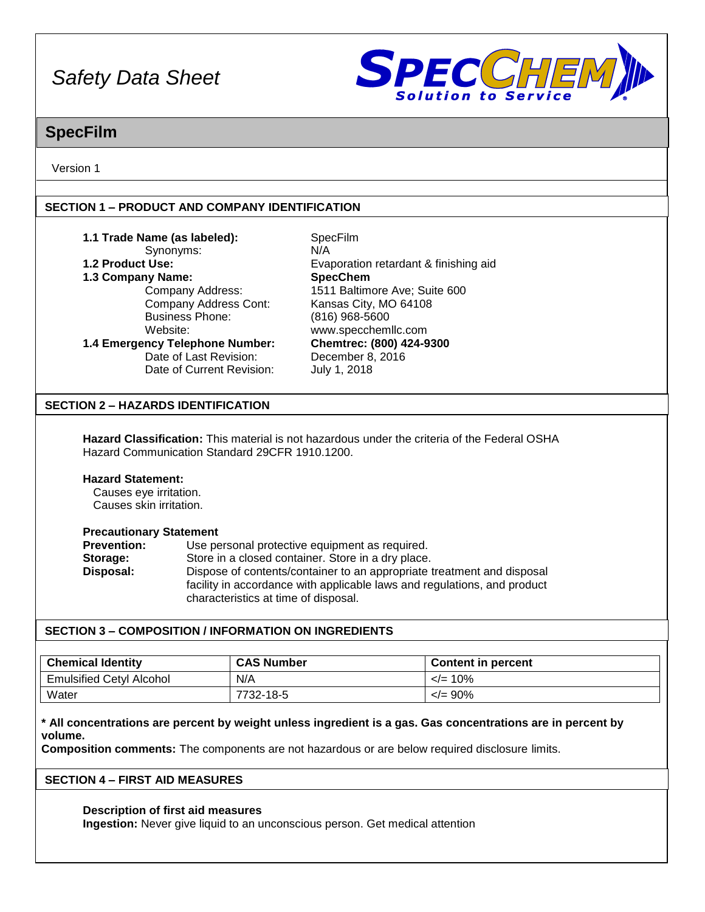# Safety Data Sheet

SPECCHEM Solution to Service

## SpecFilm

Version 1

### SECTION 1 – PRODUCT AND COMPANY IDENTIFICATION

**1.1 Trade Name (as labeled):** SpecFilm
Synonyms: N/A
**1.2 Product Use:** Evaporation retardant & finishing aid
**1.3 Company Name:** **SpecChem**
Company Address: 1511 Baltimore Ave; Suite 600
Company Address Cont: Kansas City, MO 64108
Business Phone: (816) 968-5600
Website: www.specchemllc.com
**1.4 Emergency Telephone Number:** **Chemtrec: (800) 424-9300**
Date of Last Revision: December 8, 2016
Date of Current Revision: July 1, 2018

### SECTION 2 – HAZARDS IDENTIFICATION

**Hazard Classification:** This material is not hazardous under the criteria of the Federal OSHA Hazard Communication Standard 29CFR 1910.1200.

**Hazard Statement:**
Causes eye irritation.
Causes skin irritation.

**Precautionary Statement**
**Prevention:** Use personal protective equipment as required.
**Storage:** Store in a closed container. Store in a dry place.
**Disposal:** Dispose of contents/container to an appropriate treatment and disposal facility in accordance with applicable laws and regulations, and product characteristics at time of disposal.

### SECTION 3 – COMPOSITION / INFORMATION ON INGREDIENTS

| Chemical Identity | CAS Number | Content in percent |
| --- | --- | --- |
| Emulsified Cetyl Alcohol | N/A | </= 10% |
| Water | 7732-18-5 | </= 90% |

**\* All concentrations are percent by weight unless ingredient is a gas. Gas concentrations are in percent by volume.**
**Composition comments:** The components are not hazardous or are below required disclosure limits.

### SECTION 4 – FIRST AID MEASURES

**Description of first aid measures**
**Ingestion:** Never give liquid to an unconscious person. Get medical attention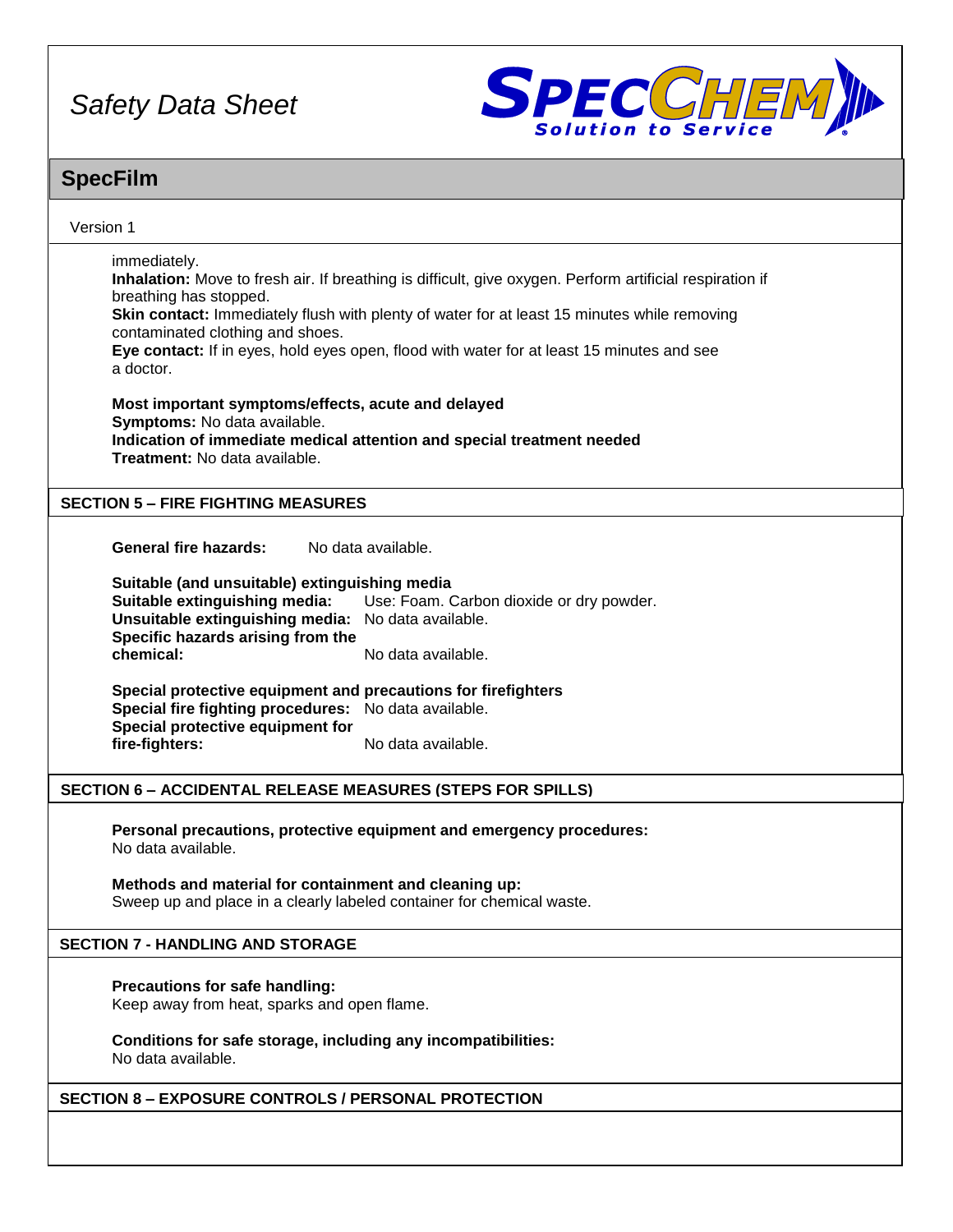immediately.
**Inhalation:** Move to fresh air. If breathing is difficult, give oxygen. Perform artificial respiration if breathing has stopped.
**Skin contact:** Immediately flush with plenty of water for at least 15 minutes while removing contaminated clothing and shoes.
**Eye contact:** If in eyes, hold eyes open, flood with water for at least 15 minutes and see a doctor.

**Most important symptoms/effects, acute and delayed**
**Symptoms:** No data available.
**Indication of immediate medical attention and special treatment needed**
**Treatment:** No data available.

## SECTION 5 – FIRE FIGHTING MEASURES

**General fire hazards:** No data available.

**Suitable (and unsuitable) extinguishing media**
**Suitable extinguishing media:** Use: Foam. Carbon dioxide or dry powder.
**Unsuitable extinguishing media:** No data available.
**Specific hazards arising from the chemical:** No data available.

**Special protective equipment and precautions for firefighters**
**Special fire fighting procedures:** No data available.
**Special protective equipment for fire-fighters:** No data available.

## SECTION 6 – ACCIDENTAL RELEASE MEASURES (STEPS FOR SPILLS)

**Personal precautions, protective equipment and emergency procedures:**
No data available.

**Methods and material for containment and cleaning up:**
Sweep up and place in a clearly labeled container for chemical waste.

## SECTION 7 - HANDLING AND STORAGE

**Precautions for safe handling:**
Keep away from heat, sparks and open flame.

**Conditions for safe storage, including any incompatibilities:**
No data available.

## SECTION 8 – EXPOSURE CONTROLS / PERSONAL PROTECTION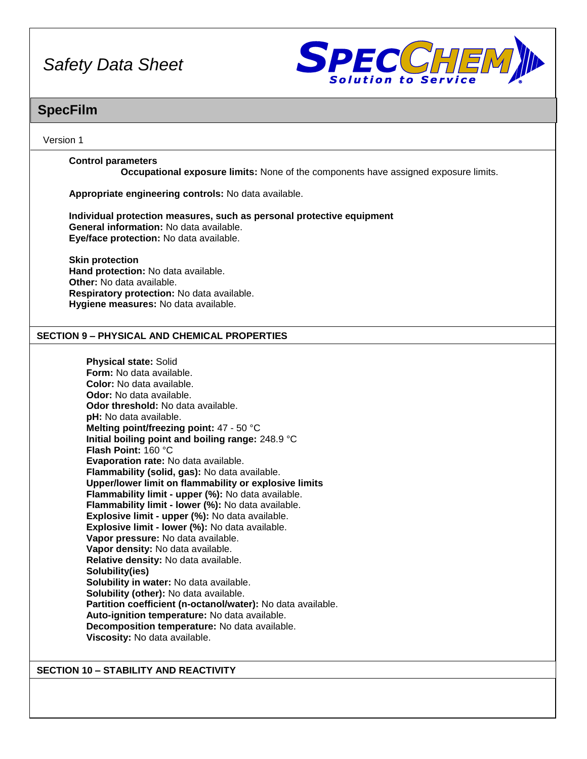**Control parameters**

**Occupational exposure limits:** None of the components have assigned exposure limits.

**Appropriate engineering controls:** No data available.

**Individual protection measures, such as personal protective equipment**
**General information:** No data available.
**Eye/face protection:** No data available.

**Skin protection**
**Hand protection:** No data available.
**Other:** No data available.
**Respiratory protection:** No data available.
**Hygiene measures:** No data available.

## SECTION 9 – PHYSICAL AND CHEMICAL PROPERTIES

**Physical state:** Solid
**Form:** No data available.
**Color:** No data available.
**Odor:** No data available.
**Odor threshold:** No data available.
**pH:** No data available.
**Melting point/freezing point:** 47 - 50 °C
**Initial boiling point and boiling range:** 248.9 °C
**Flash Point:** 160 °C
**Evaporation rate:** No data available.
**Flammability (solid, gas):** No data available.
**Upper/lower limit on flammability or explosive limits**
**Flammability limit - upper (%):** No data available.
**Flammability limit - lower (%):** No data available.
**Explosive limit - upper (%):** No data available.
**Explosive limit - lower (%):** No data available.
**Vapor pressure:** No data available.
**Vapor density:** No data available.
**Relative density:** No data available.
**Solubility(ies)**
**Solubility in water:** No data available.
**Solubility (other):** No data available.
**Partition coefficient (n-octanol/water):** No data available.
**Auto-ignition temperature:** No data available.
**Decomposition temperature:** No data available.
**Viscosity:** No data available.

## SECTION 10 – STABILITY AND REACTIVITY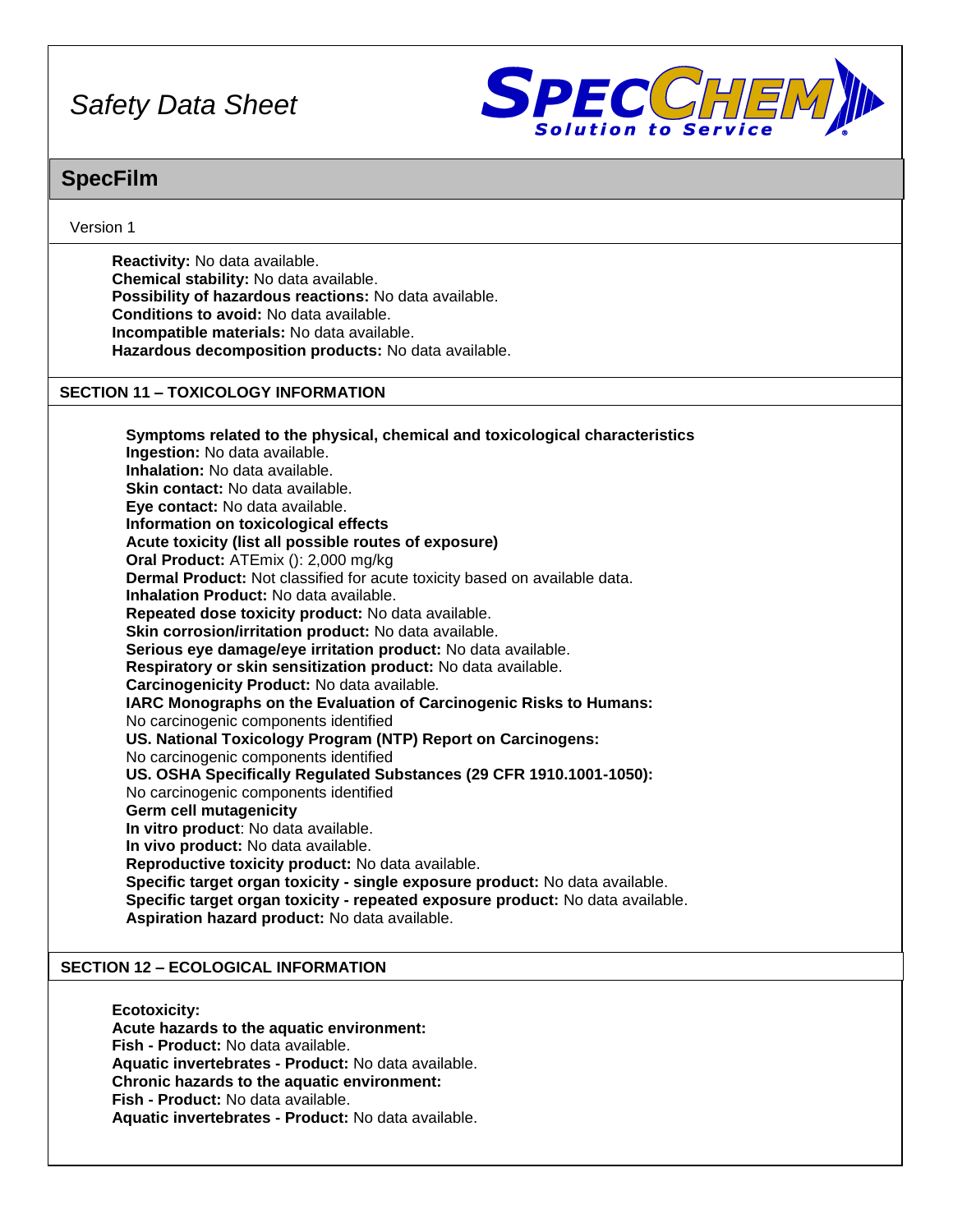**Reactivity:** No data available.
**Chemical stability:** No data available.
**Possibility of hazardous reactions:** No data available.
**Conditions to avoid:** No data available.
**Incompatible materials:** No data available.
**Hazardous decomposition products:** No data available.

## SECTION 11 – TOXICOLOGY INFORMATION

**Symptoms related to the physical, chemical and toxicological characteristics**
**Ingestion:** No data available.
**Inhalation:** No data available.
**Skin contact:** No data available.
**Eye contact:** No data available.
**Information on toxicological effects**
**Acute toxicity (list all possible routes of exposure)**
**Oral Product:** ATEmix (): 2,000 mg/kg
**Dermal Product:** Not classified for acute toxicity based on available data.
**Inhalation Product:** No data available.
**Repeated dose toxicity product:** No data available.
**Skin corrosion/irritation product:** No data available.
**Serious eye damage/eye irritation product:** No data available.
**Respiratory or skin sensitization product:** No data available.
**Carcinogenicity Product:** No data available.
**IARC Monographs on the Evaluation of Carcinogenic Risks to Humans:**
No carcinogenic components identified
**US. National Toxicology Program (NTP) Report on Carcinogens:**
No carcinogenic components identified
**US. OSHA Specifically Regulated Substances (29 CFR 1910.1001-1050):**
No carcinogenic components identified
**Germ cell mutagenicity**
**In vitro product**: No data available.
**In vivo product:** No data available.
**Reproductive toxicity product:** No data available.
**Specific target organ toxicity - single exposure product:** No data available.
**Specific target organ toxicity - repeated exposure product:** No data available.
**Aspiration hazard product:** No data available.

## SECTION 12 – ECOLOGICAL INFORMATION

**Ecotoxicity:**
**Acute hazards to the aquatic environment:**
**Fish - Product:** No data available.
**Aquatic invertebrates - Product:** No data available.
**Chronic hazards to the aquatic environment:**
**Fish - Product:** No data available.
**Aquatic invertebrates - Product:** No data available.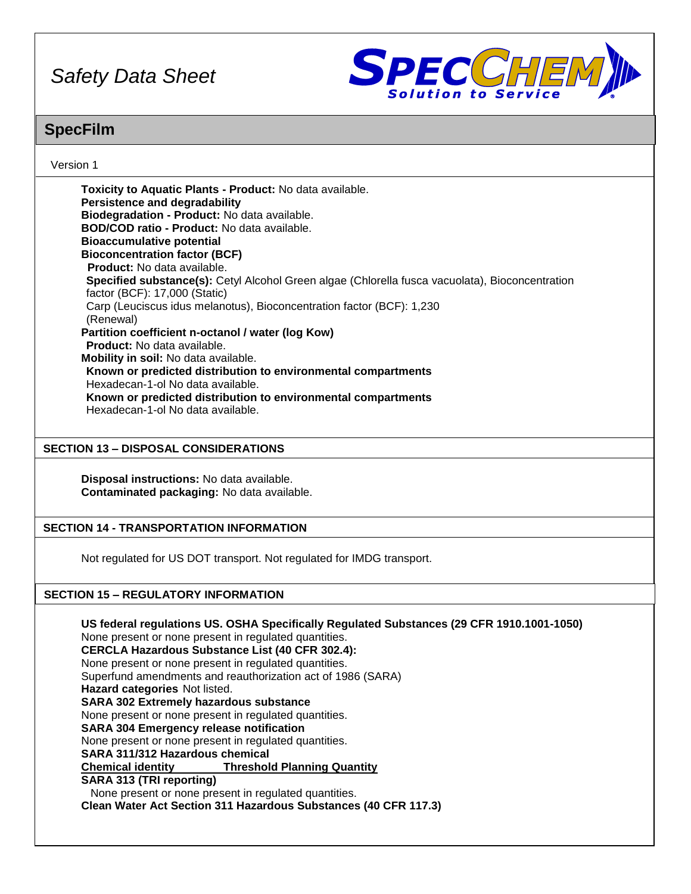**Toxicity to Aquatic Plants - Product:** No data available.
**Persistence and degradability**
**Biodegradation - Product:** No data available.
**BOD/COD ratio - Product:** No data available.
**Bioaccumulative potential**
**Bioconcentration factor (BCF)**
**Product:** No data available.
**Specified substance(s):** Cetyl Alcohol Green algae (Chlorella fusca vacuolata), Bioconcentration factor (BCF): 17,000 (Static)
Carp (Leuciscus idus melanotus), Bioconcentration factor (BCF): 1,230 (Renewal)
**Partition coefficient n-octanol / water (log Kow)**
**Product:** No data available.
**Mobility in soil:** No data available.
**Known or predicted distribution to environmental compartments**
Hexadecan-1-ol No data available.
**Known or predicted distribution to environmental compartments**
Hexadecan-1-ol No data available.

## SECTION 13 – DISPOSAL CONSIDERATIONS

**Disposal instructions:** No data available.
**Contaminated packaging:** No data available.

## SECTION 14 - TRANSPORTATION INFORMATION

Not regulated for US DOT transport. Not regulated for IMDG transport.

## SECTION 15 – REGULATORY INFORMATION

**US federal regulations US. OSHA Specifically Regulated Substances (29 CFR 1910.1001-1050)**
None present or none present in regulated quantities.
**CERCLA Hazardous Substance List (40 CFR 302.4):**
None present or none present in regulated quantities.
Superfund amendments and reauthorization act of 1986 (SARA)
**Hazard categories** Not listed.
**SARA 302 Extremely hazardous substance**
None present or none present in regulated quantities.
**SARA 304 Emergency release notification**
None present or none present in regulated quantities.
**SARA 311/312 Hazardous chemical**

| Chemical identity | Threshold Planning Quantity |
| --- | --- |

**SARA 313 (TRI reporting)**
None present or none present in regulated quantities.
**Clean Water Act Section 311 Hazardous Substances (40 CFR 117.3)**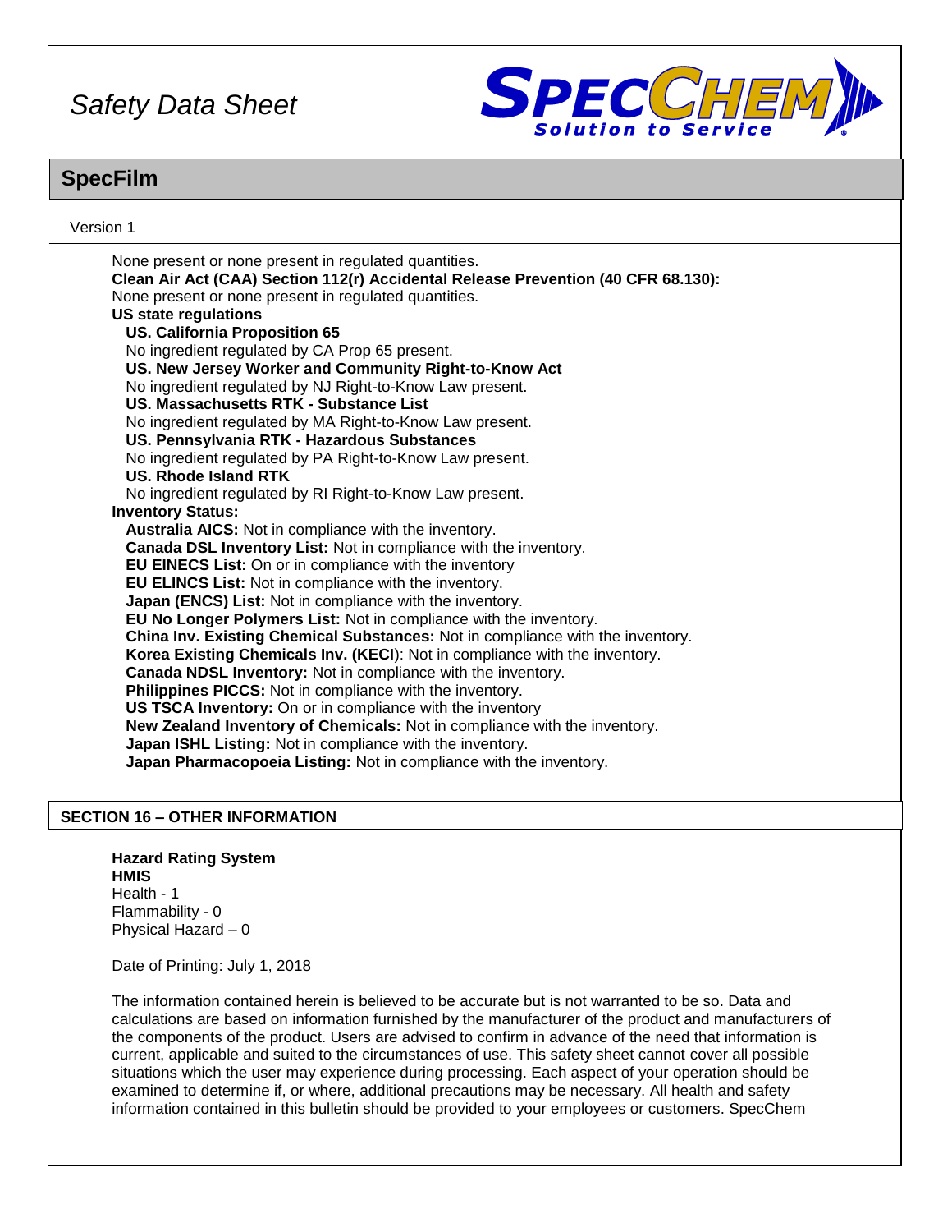None present or none present in regulated quantities.

**Clean Air Act (CAA) Section 112(r) Accidental Release Prevention (40 CFR 68.130):**

None present or none present in regulated quantities.

**US state regulations**

**US. California Proposition 65**

No ingredient regulated by CA Prop 65 present.

**US. New Jersey Worker and Community Right-to-Know Act**

No ingredient regulated by NJ Right-to-Know Law present.

**US. Massachusetts RTK - Substance List**

No ingredient regulated by MA Right-to-Know Law present.

**US. Pennsylvania RTK - Hazardous Substances**

No ingredient regulated by PA Right-to-Know Law present.

**US. Rhode Island RTK**

No ingredient regulated by RI Right-to-Know Law present.

**Inventory Status:**

**Australia AICS:** Not in compliance with the inventory.
**Canada DSL Inventory List:** Not in compliance with the inventory.
**EU EINECS List:** On or in compliance with the inventory
**EU ELINCS List:** Not in compliance with the inventory.
**Japan (ENCS) List:** Not in compliance with the inventory.
**EU No Longer Polymers List:** Not in compliance with the inventory.
**China Inv. Existing Chemical Substances:** Not in compliance with the inventory.
**Korea Existing Chemicals Inv. (KECI**): Not in compliance with the inventory.
**Canada NDSL Inventory:** Not in compliance with the inventory.
**Philippines PICCS:** Not in compliance with the inventory.
**US TSCA Inventory:** On or in compliance with the inventory
**New Zealand Inventory of Chemicals:** Not in compliance with the inventory.
**Japan ISHL Listing:** Not in compliance with the inventory.
**Japan Pharmacopoeia Listing:** Not in compliance with the inventory.

## SECTION 16 – OTHER INFORMATION

**Hazard Rating System**
**HMIS**
Health - 1
Flammability - 0
Physical Hazard – 0

Date of Printing: July 1, 2018

The information contained herein is believed to be accurate but is not warranted to be so. Data and calculations are based on information furnished by the manufacturer of the product and manufacturers of the components of the product. Users are advised to confirm in advance of the need that information is current, applicable and suited to the circumstances of use. This safety sheet cannot cover all possible situations which the user may experience during processing. Each aspect of your operation should be examined to determine if, or where, additional precautions may be necessary. All health and safety information contained in this bulletin should be provided to your employees or customers. SpecChem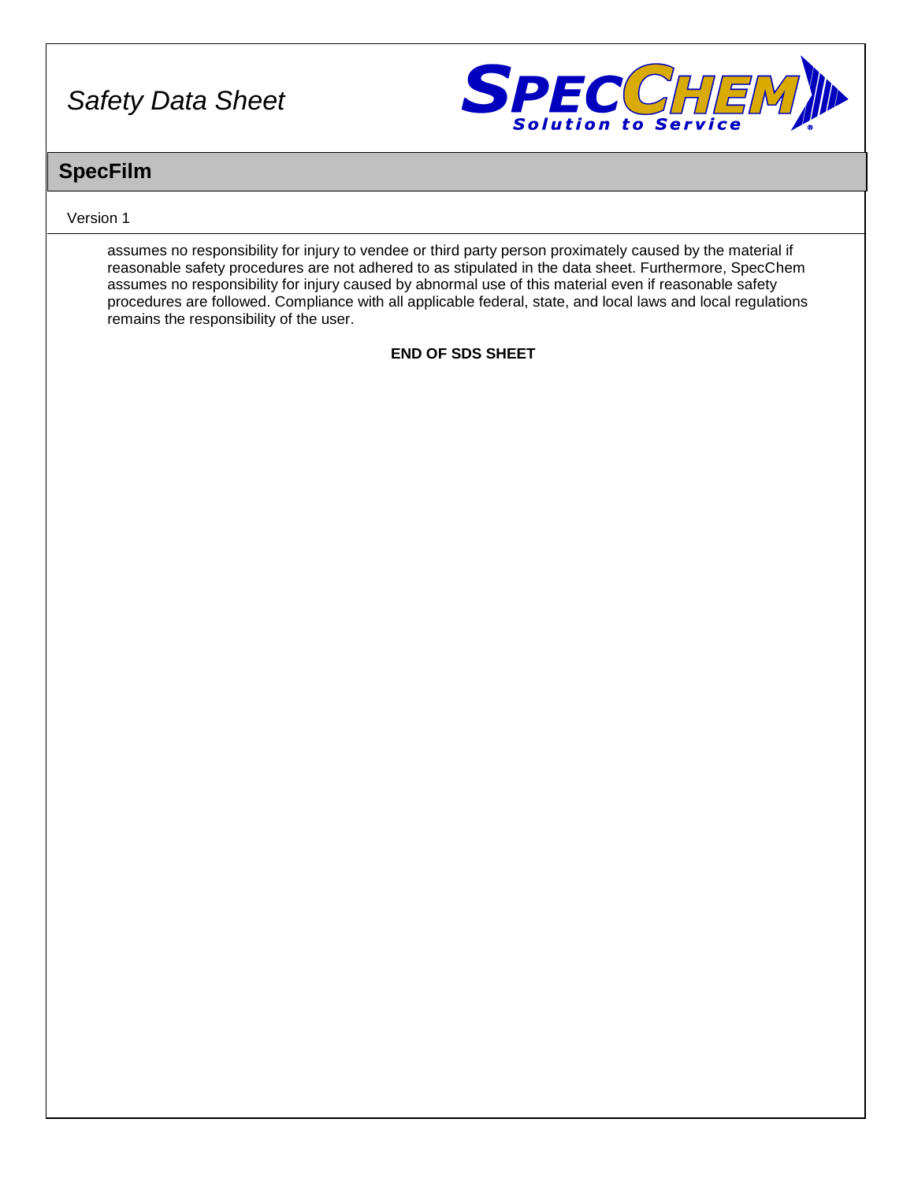assumes no responsibility for injury to vendee or third party person proximately caused by the material if reasonable safety procedures are not adhered to as stipulated in the data sheet. Furthermore, SpecChem assumes no responsibility for injury caused by abnormal use of this material even if reasonable safety procedures are followed. Compliance with all applicable federal, state, and local laws and local regulations remains the responsibility of the user.

**END OF SDS SHEET**